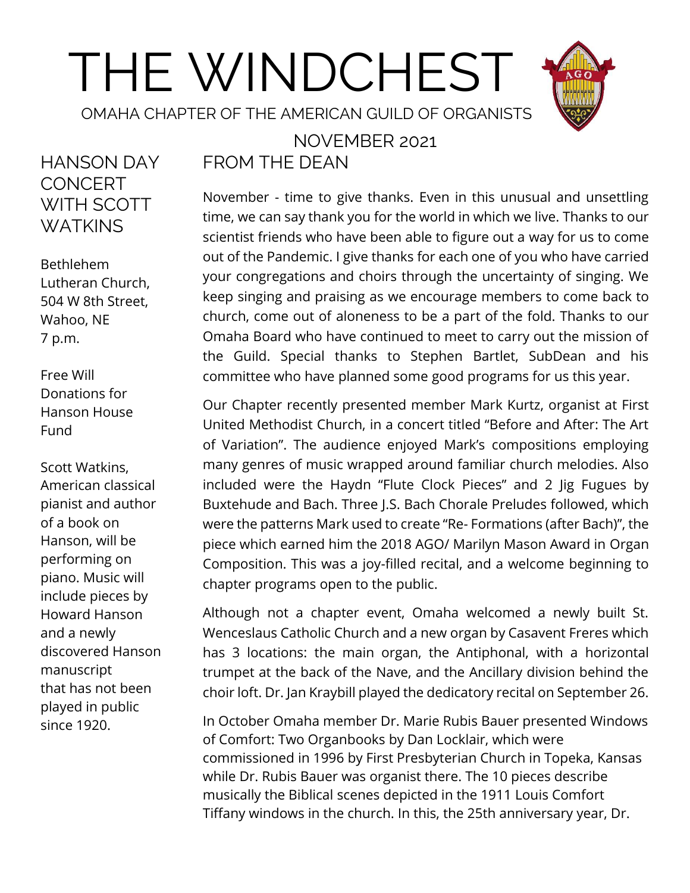# THE WINDCHEST

OMAHA CHAPTER OF THE AMERICAN GUILD OF ORGANISTS

NOVEMBER 2021

## FROM THE DEAN

November - time to give thanks. Even in this unusual and unsettling time, we can say thank you for the world in which we live. Thanks to our scientist friends who have been able to figure out a way for us to come out of the Pandemic. I give thanks for each one of you who have carried your congregations and choirs through the uncertainty of singing. We keep singing and praising as we encourage members to come back to church, come out of aloneness to be a part of the fold. Thanks to our Omaha Board who have continued to meet to carry out the mission of the Guild. Special thanks to Stephen Bartlet, SubDean and his committee who have planned some good programs for us this year.

Our Chapter recently presented member Mark Kurtz, organist at First United Methodist Church, in a concert titled "Before and After: The Art of Variation". The audience enjoyed Mark's compositions employing many genres of music wrapped around familiar church melodies. Also included were the Haydn "Flute Clock Pieces" and 2 Jig Fugues by Buxtehude and Bach. Three J.S. Bach Chorale Preludes followed, which were the patterns Mark used to create "Re- Formations (after Bach)", the piece which earned him the 2018 AGO/ Marilyn Mason Award in Organ Composition. This was a joy-filled recital, and a welcome beginning to chapter programs open to the public.

Although not a chapter event, Omaha welcomed a newly built St. Wenceslaus Catholic Church and a new organ by Casavent Freres which has 3 locations: the main organ, the Antiphonal, with a horizontal trumpet at the back of the Nave, and the Ancillary division behind the choir loft. Dr. Jan Kraybill played the dedicatory recital on September 26.

In October Omaha member Dr. Marie Rubis Bauer presented Windows of Comfort: Two Organbooks by Dan Locklair, which were commissioned in 1996 by First Presbyterian Church in Topeka, Kansas while Dr. Rubis Bauer was organist there. The 10 pieces describe musically the Biblical scenes depicted in the 1911 Louis Comfort Tiffany windows in the church. In this, the 25th anniversary year, Dr.

## HANSON DAY CONCERT WITH SCOTT WATKINS

Bethlehem Lutheran Church, 504 W 8th Street, Wahoo, NE
7 p.m.

Free Will Donations for Hanson House Fund

Scott Watkins, American classical pianist and author of a book on Hanson, will be performing on piano. Music will include pieces by Howard Hanson and a newly discovered Hanson manuscript that has not been played in public since 1920.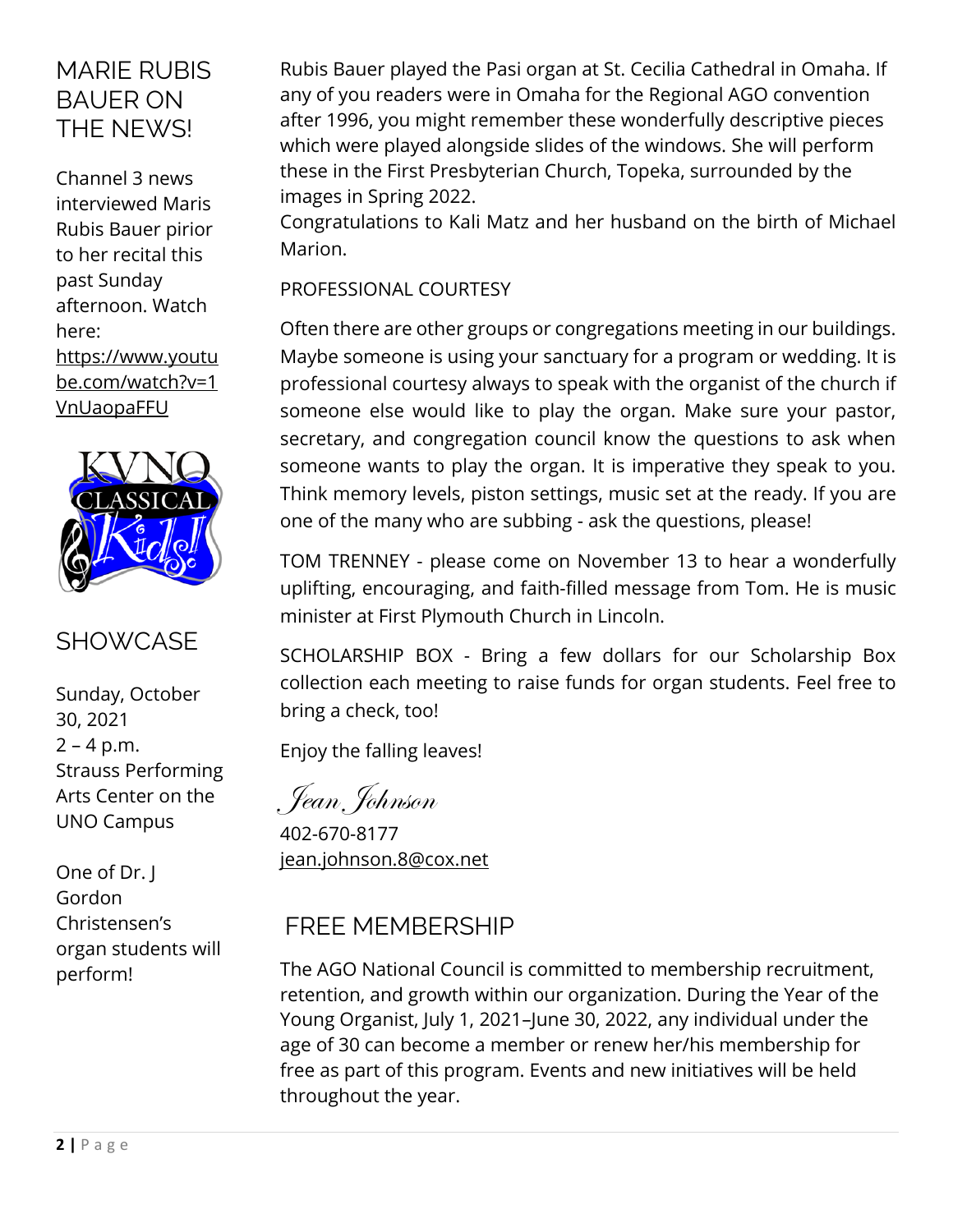## MARIE RUBIS BAUER ON THE NEWS!

Channel 3 news interviewed Maris Rubis Bauer pirior to her recital this past Sunday afternoon. Watch here: https://www.youtube.com/watch?v=1VnUaopaFFU

## SHOWCASE

Sunday, October 30, 2021
2 – 4 p.m.
Strauss Performing Arts Center on the UNO Campus

One of Dr. J Gordon Christensen's organ students will perform!

Rubis Bauer played the Pasi organ at St. Cecilia Cathedral in Omaha. If any of you readers were in Omaha for the Regional AGO convention after 1996, you might remember these wonderfully descriptive pieces which were played alongside slides of the windows. She will perform these in the First Presbyterian Church, Topeka, surrounded by the images in Spring 2022.

Congratulations to Kali Matz and her husband on the birth of Michael Marion.

PROFESSIONAL COURTESY

Often there are other groups or congregations meeting in our buildings. Maybe someone is using your sanctuary for a program or wedding. It is professional courtesy always to speak with the organist of the church if someone else would like to play the organ. Make sure your pastor, secretary, and congregation council know the questions to ask when someone wants to play the organ. It is imperative they speak to you. Think memory levels, piston settings, music set at the ready. If you are one of the many who are subbing - ask the questions, please!

TOM TRENNEY - please come on November 13 to hear a wonderfully uplifting, encouraging, and faith-filled message from Tom. He is music minister at First Plymouth Church in Lincoln.

SCHOLARSHIP BOX - Bring a few dollars for our Scholarship Box collection each meeting to raise funds for organ students. Feel free to bring a check, too!

Enjoy the falling leaves!

*Jean Johnson*
402-670-8177
jean.johnson.8@cox.net

## FREE MEMBERSHIP

The AGO National Council is committed to membership recruitment, retention, and growth within our organization. During the Year of the Young Organist, July 1, 2021–June 30, 2022, any individual under the age of 30 can become a member or renew her/his membership for free as part of this program. Events and new initiatives will be held throughout the year.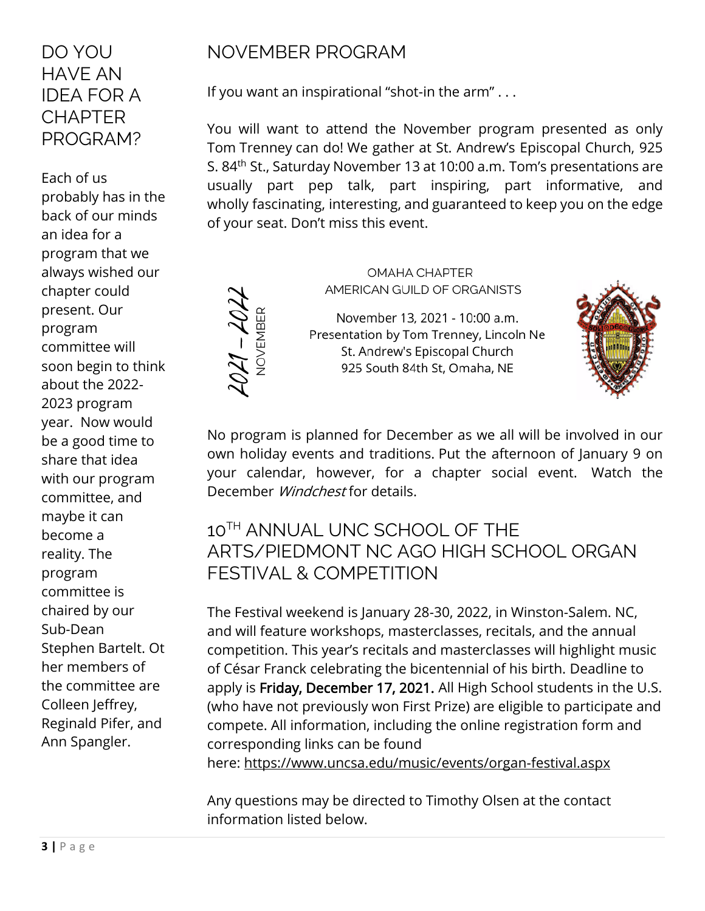## DO YOU HAVE AN IDEA FOR A CHAPTER PROGRAM?

Each of us probably has in the back of our minds an idea for a program that we always wished our chapter could present. Our program committee will soon begin to think about the 2022-2023 program year. Now would be a good time to share that idea with our program committee, and maybe it can become a reality. The program committee is chaired by our Sub-Dean Stephen Bartelt. Other members of the committee are Colleen Jeffrey, Reginald Pifer, and Ann Spangler.

## NOVEMBER PROGRAM

If you want an inspirational "shot-in the arm" . . .

You will want to attend the November program presented as only Tom Trenney can do! We gather at St. Andrew's Episcopal Church, 925 S. 84th St., Saturday November 13 at 10:00 a.m. Tom's presentations are usually part pep talk, part inspiring, part informative, and wholly fascinating, interesting, and guaranteed to keep you on the edge of your seat. Don't miss this event.

2021 – 2022 NOVEMBER

OMAHA CHAPTER
AMERICAN GUILD OF ORGANISTS

November 13, 2021 - 10:00 a.m.
Presentation by Tom Trenney, Lincoln Ne
St. Andrew's Episcopal Church
925 South 84th St, Omaha, NE

No program is planned for December as we all will be involved in our own holiday events and traditions. Put the afternoon of January 9 on your calendar, however, for a chapter social event. Watch the December *Windchest* for details.

## 10TH ANNUAL UNC SCHOOL OF THE ARTS/PIEDMONT NC AGO HIGH SCHOOL ORGAN FESTIVAL & COMPETITION

The Festival weekend is January 28-30, 2022, in Winston-Salem. NC, and will feature workshops, masterclasses, recitals, and the annual competition. This year's recitals and masterclasses will highlight music of César Franck celebrating the bicentennial of his birth. Deadline to apply is **Friday, December 17, 2021.** All High School students in the U.S. (who have not previously won First Prize) are eligible to participate and compete. All information, including the online registration form and corresponding links can be found here: https://www.uncsa.edu/music/events/organ-festival.aspx

Any questions may be directed to Timothy Olsen at the contact information listed below.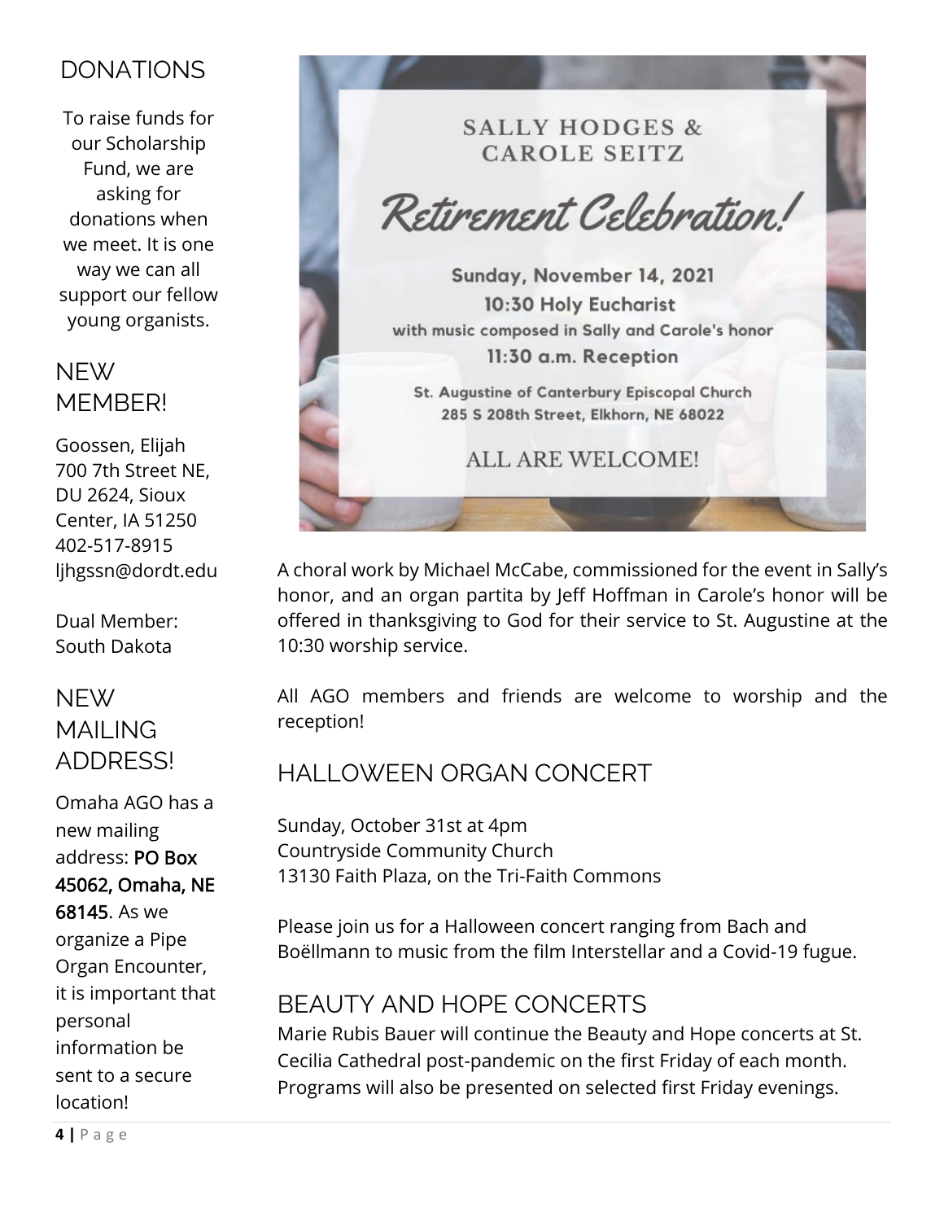## DONATIONS

To raise funds for our Scholarship Fund, we are asking for donations when we meet. It is one way we can all support our fellow young organists.

## NEW MEMBER!

Goossen, Elijah
700 7th Street NE, DU 2624, Sioux Center, IA 51250
402-517-8915
ljhgssn@dordt.edu

Dual Member: South Dakota

## NEW MAILING ADDRESS!

Omaha AGO has a new mailing address: **PO Box 45062, Omaha, NE 68145**. As we organize a Pipe Organ Encounter, it is important that personal information be sent to a secure location!

SALLY HODGES & CAROLE SEITZ

*Retirement Celebration!*

**Sunday, November 14, 2021**
**10:30 Holy Eucharist**
with music composed in Sally and Carole's honor
**11:30 a.m. Reception**

St. Augustine of Canterbury Episcopal Church
285 S 208th Street, Elkhorn, NE 68022

ALL ARE WELCOME!

A choral work by Michael McCabe, commissioned for the event in Sally's honor, and an organ partita by Jeff Hoffman in Carole's honor will be offered in thanksgiving to God for their service to St. Augustine at the 10:30 worship service.

All AGO members and friends are welcome to worship and the reception!

## HALLOWEEN ORGAN CONCERT

Sunday, October 31st at 4pm
Countryside Community Church
13130 Faith Plaza, on the Tri-Faith Commons

Please join us for a Halloween concert ranging from Bach and Boëllmann to music from the film Interstellar and a Covid-19 fugue.

## BEAUTY AND HOPE CONCERTS

Marie Rubis Bauer will continue the Beauty and Hope concerts at St. Cecilia Cathedral post-pandemic on the first Friday of each month. Programs will also be presented on selected first Friday evenings.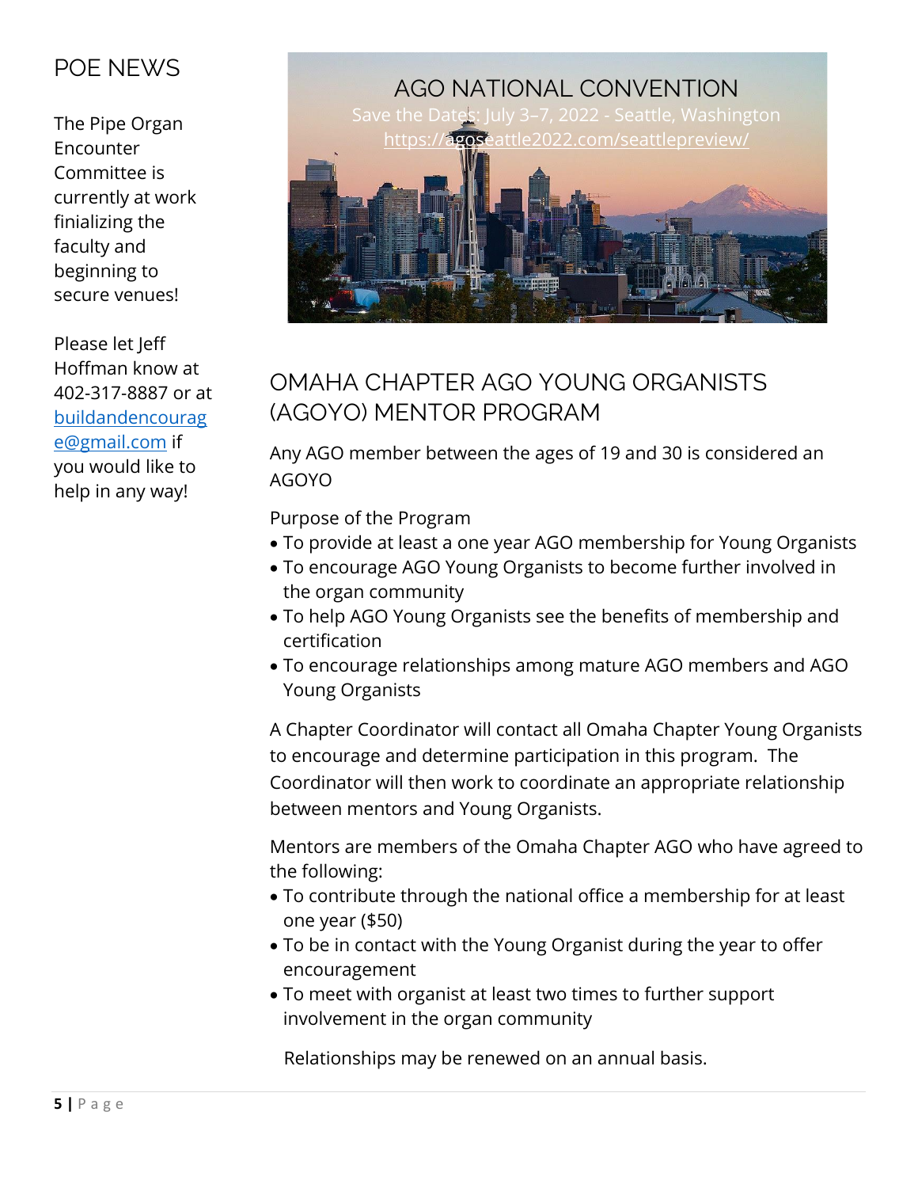## POE NEWS

The Pipe Organ Encounter Committee is currently at work finialzing the faculty and beginning to secure venues!

Please let Jeff Hoffman know at 402-317-8887 or at [buildandencourage@gmail.com](mailto:buildandencourage@gmail.com) if you would like to help in any way!

## AGO NATIONAL CONVENTION

Save the Dates: July 3–7, 2022 - Seattle, Washington

[https://agoseattle2022.com/seattlepreview/](https://agoseattle2022.com/seattlepreview/)

## OMAHA CHAPTER AGO YOUNG ORGANISTS (AGOYO) MENTOR PROGRAM

Any AGO member between the ages of 19 and 30 is considered an AGOYO

Purpose of the Program

- To provide at least a one year AGO membership for Young Organists
- To encourage AGO Young Organists to become further involved in the organ community
- To help AGO Young Organists see the benefits of membership and certification
- To encourage relationships among mature AGO members and AGO Young Organists

A Chapter Coordinator will contact all Omaha Chapter Young Organists to encourage and determine participation in this program. The Coordinator will then work to coordinate an appropriate relationship between mentors and Young Organists.

Mentors are members of the Omaha Chapter AGO who have agreed to the following:

- To contribute through the national office a membership for at least one year ($50)
- To be in contact with the Young Organist during the year to offer encouragement
- To meet with organist at least two times to further support involvement in the organ community

Relationships may be renewed on an annual basis.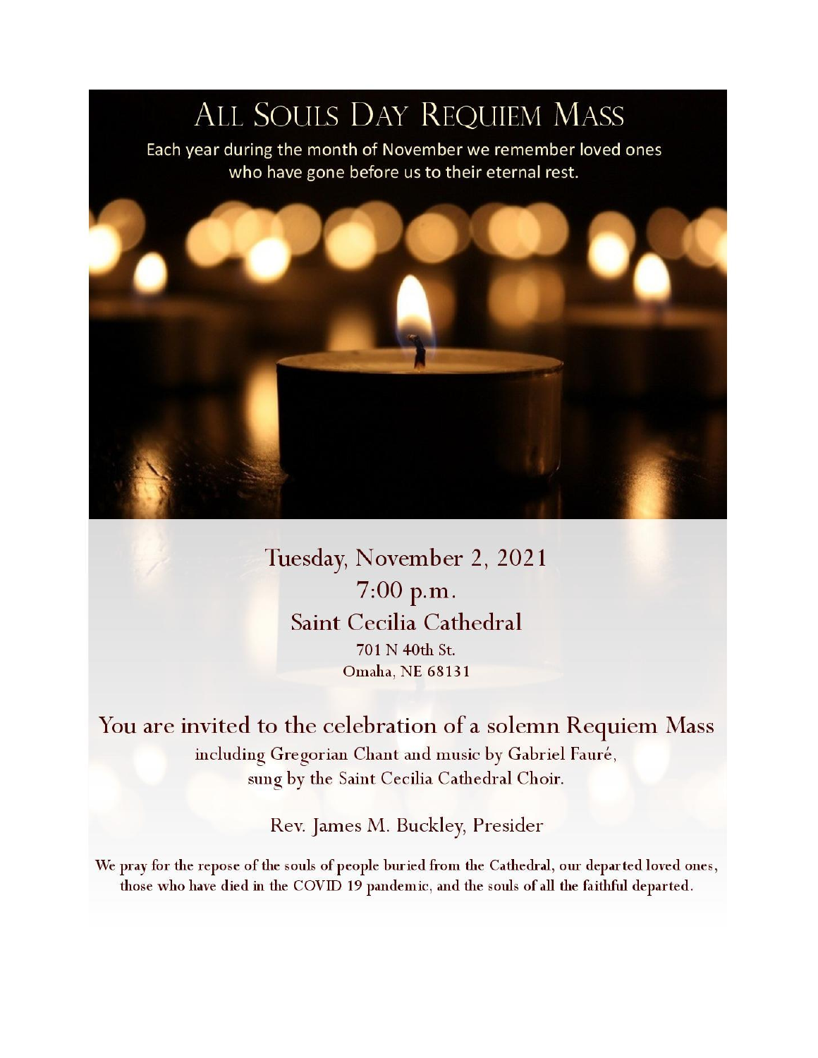# All Souls Day Requiem Mass

Each year during the month of November we remember loved ones who have gone before us to their eternal rest.

Tuesday, November 2, 2021
7:00 p.m.
Saint Cecilia Cathedral
701 N 40th St.
Omaha, NE 68131

## You are invited to the celebration of a solemn Requiem Mass

including Gregorian Chant and music by Gabriel Fauré, sung by the Saint Cecilia Cathedral Choir.

Rev. James M. Buckley, Presider

We pray for the repose of the souls of people buried from the Cathedral, our departed loved ones, those who have died in the COVID 19 pandemic, and the souls of all the faithful departed.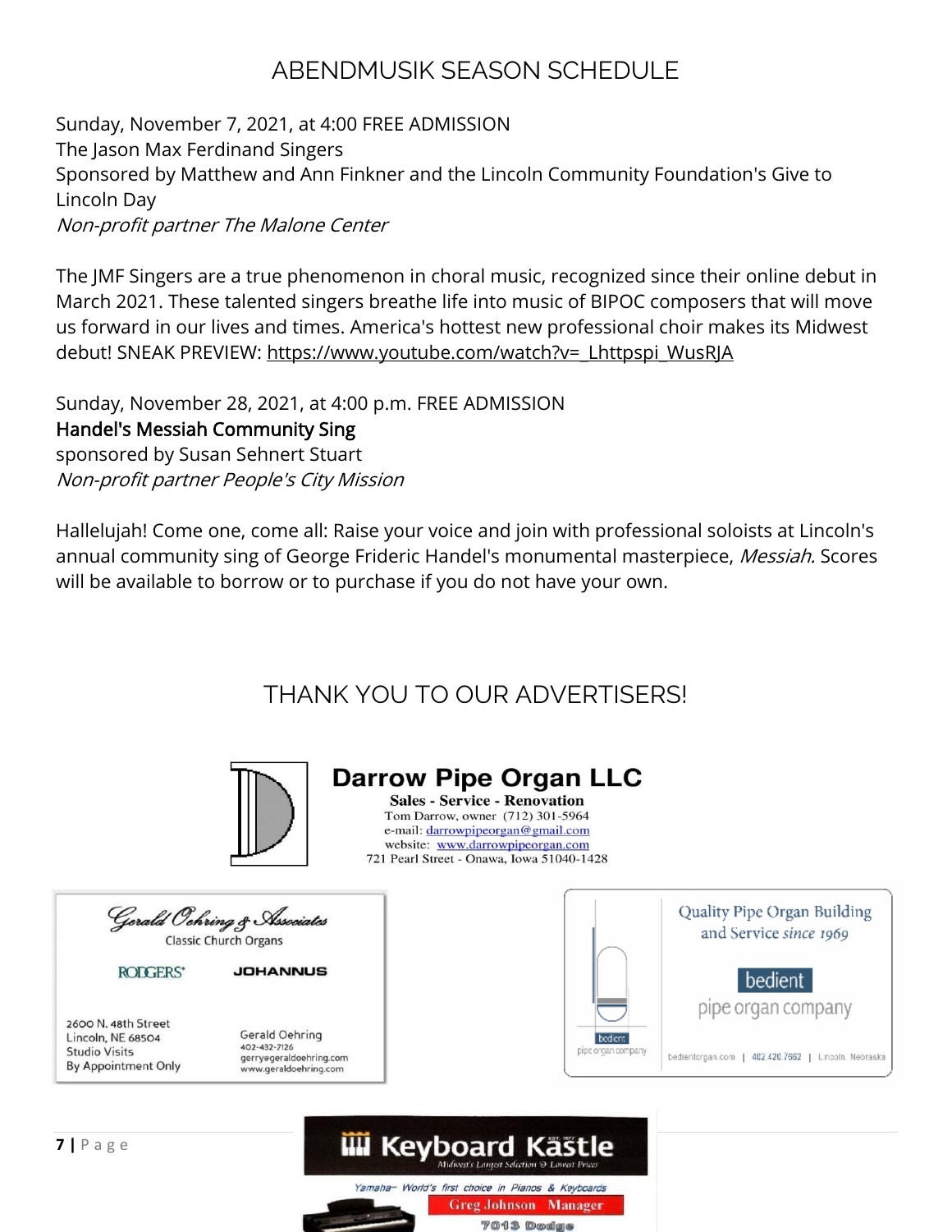## ABENDMUSIK SEASON SCHEDULE

Sunday, November 7, 2021, at 4:00 FREE ADMISSION
The Jason Max Ferdinand Singers
Sponsored by Matthew and Ann Finkner and the Lincoln Community Foundation's Give to Lincoln Day
*Non-profit partner The Malone Center*

The JMF Singers are a true phenomenon in choral music, recognized since their online debut in March 2021. These talented singers breathe life into music of BIPOC composers that will move us forward in our lives and times. America's hottest new professional choir makes its Midwest debut! SNEAK PREVIEW: https://www.youtube.com/watch?v=_Lhttpspi_WusRJA

Sunday, November 28, 2021, at 4:00 p.m. FREE ADMISSION
**Handel's Messiah Community Sing**
sponsored by Susan Sehnert Stuart
*Non-profit partner People's City Mission*

Hallelujah! Come one, come all: Raise your voice and join with professional soloists at Lincoln's annual community sing of George Frideric Handel's monumental masterpiece, *Messiah.* Scores will be available to borrow or to purchase if you do not have your own.

## THANK YOU TO OUR ADVERTISERS!

**Darrow Pipe Organ LLC**
**Sales - Service - Renovation**
Tom Darrow, owner (712) 301-5964
e-mail: darrowpipeorgan@gmail.com
website: www.darrowpipeorgan.com
721 Pearl Street - Onawa, Iowa 51040-1428

*Gerald Oehring & Associates*
Classic Church Organs
RODGERS JOHANNUS
2600 N. 48th Street
Lincoln, NE 68504
Studio Visits
By Appointment Only
Gerald Oehring
402-432-7126
gerry@geraldoehring.com
www.geraldoehring.com

Quality Pipe Organ Building and Service *since 1969*
bedient pipe organ company
bedientorgan.com | 402.420.7662 | Lincoln, Nebraska

**Keyboard Kastle**
Midwest's Largest Selection & Lowest Prices
Yamaha– World's first choice in Pianos & Keyboards
Greg Johnson Manager
7013 Dodge